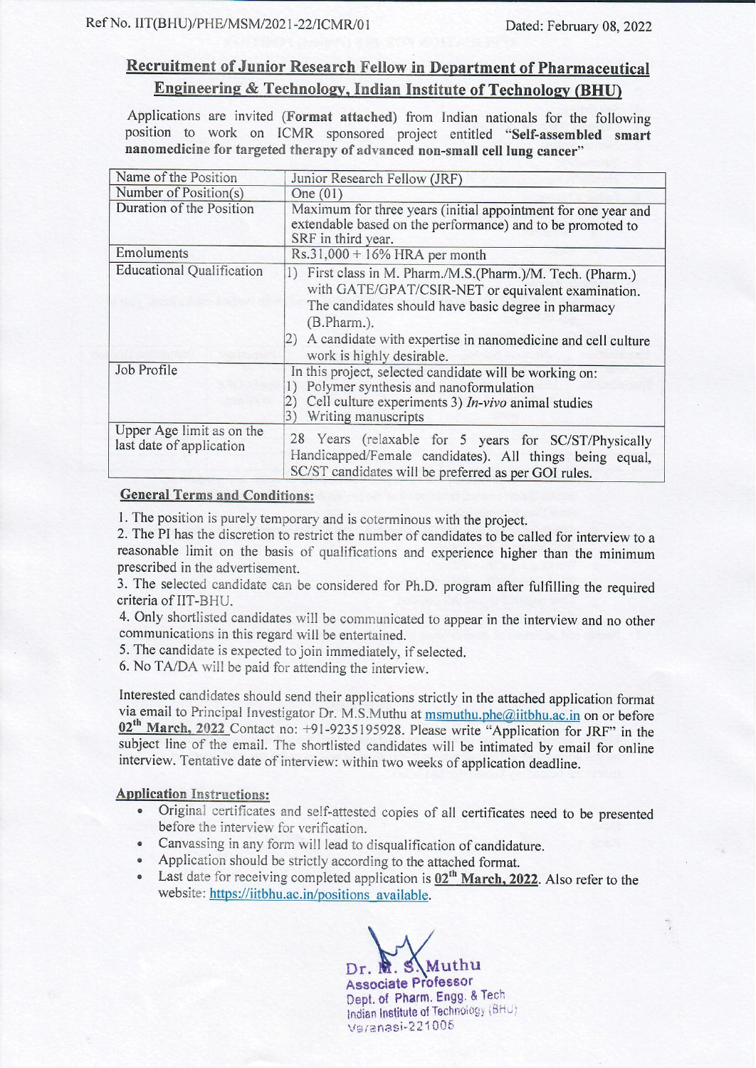Ref No. IIT(BHU)/PHE/MSM/2021-22/ICMR/01

Dated: February 08, 2022

## Recruitment of Junior Research Fellow in Department of Pharmaceutical Engineering & Technology, Indian Institute of Technology (BHU)

Applications are invited (**Format attached**) from Indian nationals for the following position to work on ICMR sponsored project entitled "**Self-assembled smart nanomedicine for targeted therapy of advanced non-small cell lung cancer**"

| | |
|---|---|
| Name of the Position | Junior Research Fellow (JRF) |
| Number of Position(s) | One (01) |
| Duration of the Position | Maximum for three years (initial appointment for one year and extendable based on the performance) and to be promoted to SRF in third year. |
| Emoluments | Rs.31,000 + 16% HRA per month |
| Educational Qualification | 1) First class in M. Pharm./M.S.(Pharm.)/M. Tech. (Pharm.) with GATE/GPAT/CSIR-NET or equivalent examination. The candidates should have basic degree in pharmacy (B.Pharm.). 2) A candidate with expertise in nanomedicine and cell culture work is highly desirable. |
| Job Profile | In this project, selected candidate will be working on: 1) Polymer synthesis and nanoformulation 2) Cell culture experiments 3) *In-vivo* animal studies 3) Writing manuscripts |
| Upper Age limit as on the last date of application | 28 Years (relaxable for 5 years for SC/ST/Physically Handicapped/Female candidates). All things being equal, SC/ST candidates will be preferred as per GOI rules. |

### General Terms and Conditions:

1. The position is purely temporary and is coterminous with the project.
2. The PI has the discretion to restrict the number of candidates to be called for interview to a reasonable limit on the basis of qualifications and experience higher than the minimum prescribed in the advertisement.
3. The selected candidate can be considered for Ph.D. program after fulfilling the required criteria of IIT-BHU.
4. Only shortlisted candidates will be communicated to appear in the interview and no other communications in this regard will be entertained.
5. The candidate is expected to join immediately, if selected.
6. No TA/DA will be paid for attending the interview.

Interested candidates should send their applications strictly in the attached application format via email to Principal Investigator Dr. M.S.Muthu at msmuthu.phe@iitbhu.ac.in on or before **02th March, 2022** Contact no: +91-9235195928. Please write "Application for JRF" in the subject line of the email. The shortlisted candidates will be intimated by email for online interview. Tentative date of interview: within two weeks of application deadline.

### Application Instructions:

- Original certificates and self-attested copies of all certificates need to be presented before the interview for verification.
- Canvassing in any form will lead to disqualification of candidature.
- Application should be strictly according to the attached format.
- Last date for receiving completed application is **02th March, 2022**. Also refer to the website: https://iitbhu.ac.in/positions_available.

Dr. M. S. Muthu
Associate Professor
Dept. of Pharm. Engg. & Tech
Indian Institute of Technology (BHU)
Varanasi-221005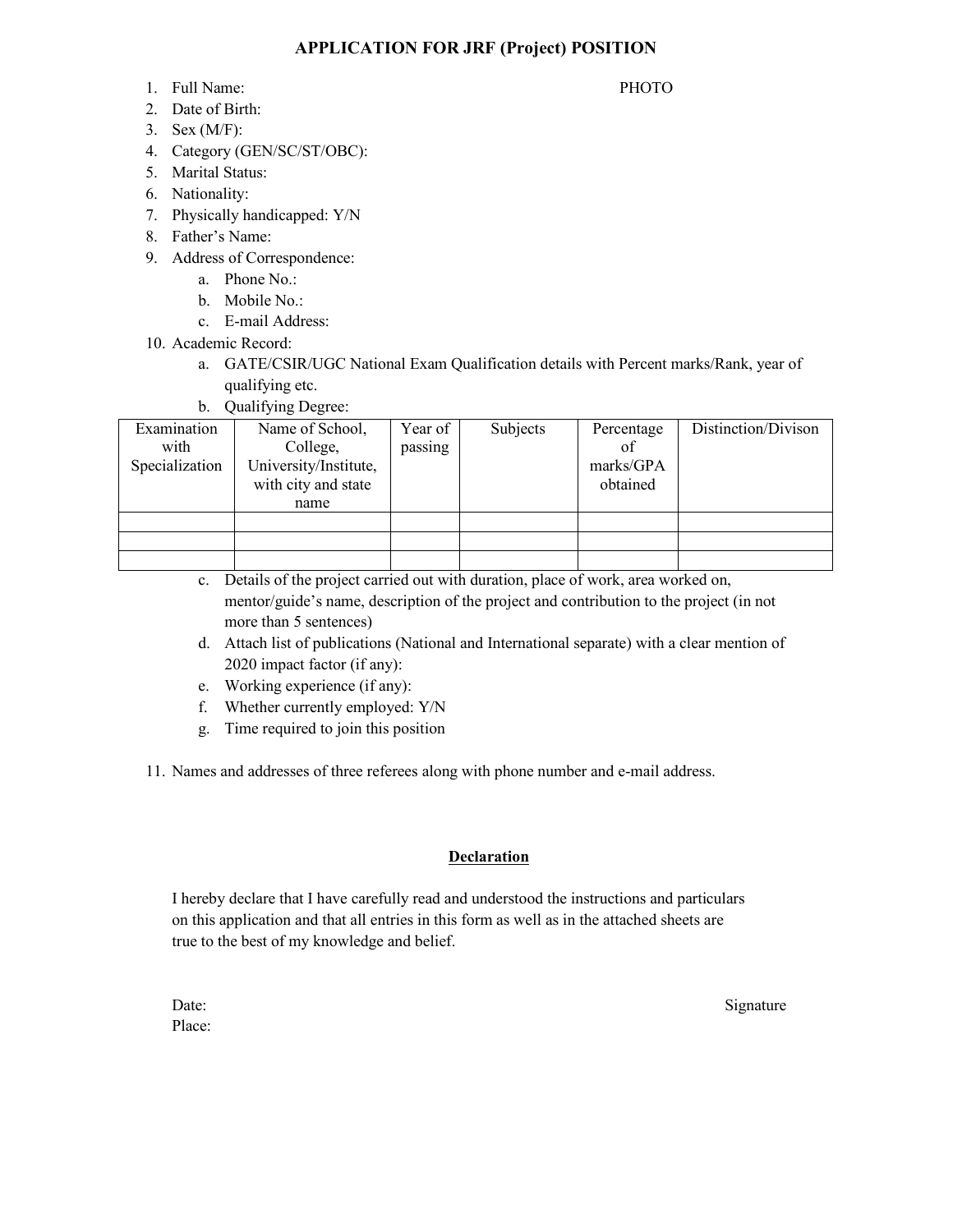# APPLICATION FOR JRF (Project) POSITION

PHOTO

1. Full Name:
2. Date of Birth:
3. Sex (M/F):
4. Category (GEN/SC/ST/OBC):
5. Marital Status:
6. Nationality:
7. Physically handicapped: Y/N
8. Father's Name:
9. Address of Correspondence:
   a. Phone No.:
   b. Mobile No.:
   c. E-mail Address:
10. Academic Record:
    a. GATE/CSIR/UGC National Exam Qualification details with Percent marks/Rank, year of qualifying etc.
    b. Qualifying Degree:

| Examination with Specialization | Name of School, College, University/Institute, with city and state name | Year of passing | Subjects | Percentage of marks/GPA obtained | Distinction/Divison |
|---|---|---|---|---|---|
| | | | | | |
| | | | | | |
| | | | | | |

    c. Details of the project carried out with duration, place of work, area worked on, mentor/guide's name, description of the project and contribution to the project (in not more than 5 sentences)
    d. Attach list of publications (National and International separate) with a clear mention of 2020 impact factor (if any):
    e. Working experience (if any):
    f. Whether currently employed: Y/N
    g. Time required to join this position

11. Names and addresses of three referees along with phone number and e-mail address.

**Declaration**

I hereby declare that I have carefully read and understood the instructions and particulars on this application and that all entries in this form as well as in the attached sheets are true to the best of my knowledge and belief.

Date:

Place:

Signature